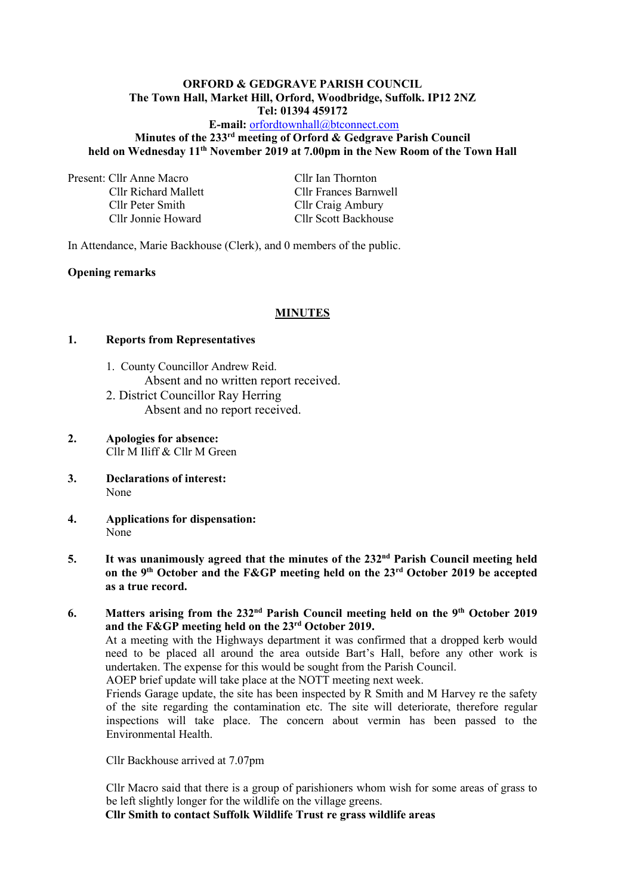**ORFORD & GEDGRAVE PARISH COUNCIL**
**The Town Hall, Market Hill, Orford, Woodbridge, Suffolk. IP12 2NZ**
**Tel: 01394 459172**
**E-mail:** orfordtownhall@btconnect.com

**Minutes of the 233rd meeting of Orford & Gedgrave Parish Council held on Wednesday 11th November 2019 at 7.00pm in the New Room of the Town Hall**

Present:
- Cllr Anne Macro
- Cllr Richard Mallett
- Cllr Peter Smith
- Cllr Jonnie Howard
- Cllr Ian Thornton
- Cllr Frances Barnwell
- Cllr Craig Ambury
- Cllr Scott Backhouse

In Attendance, Marie Backhouse (Clerk), and 0 members of the public.

**Opening remarks**

## MINUTES

**1. Reports from Representatives**

1. County Councillor Andrew Reid.
   Absent and no written report received.
2. District Councillor Ray Herring
   Absent and no report received.

**2. Apologies for absence:**
Cllr M Iliff & Cllr M Green

**3. Declarations of interest:**
None

**4. Applications for dispensation:**
None

**5. It was unanimously agreed that the minutes of the 232nd Parish Council meeting held on the 9th October and the F&GP meeting held on the 23rd October 2019 be accepted as a true record.**

**6. Matters arising from the 232nd Parish Council meeting held on the 9th October 2019 and the F&GP meeting held on the 23rd October 2019.**

At a meeting with the Highways department it was confirmed that a dropped kerb would need to be placed all around the area outside Bart's Hall, before any other work is undertaken. The expense for this would be sought from the Parish Council.

AOEP brief update will take place at the NOTT meeting next week.

Friends Garage update, the site has been inspected by R Smith and M Harvey re the safety of the site regarding the contamination etc. The site will deteriorate, therefore regular inspections will take place. The concern about vermin has been passed to the Environmental Health.

Cllr Backhouse arrived at 7.07pm

Cllr Macro said that there is a group of parishioners whom wish for some areas of grass to be left slightly longer for the wildlife on the village greens.

**Cllr Smith to contact Suffolk Wildlife Trust re grass wildlife areas**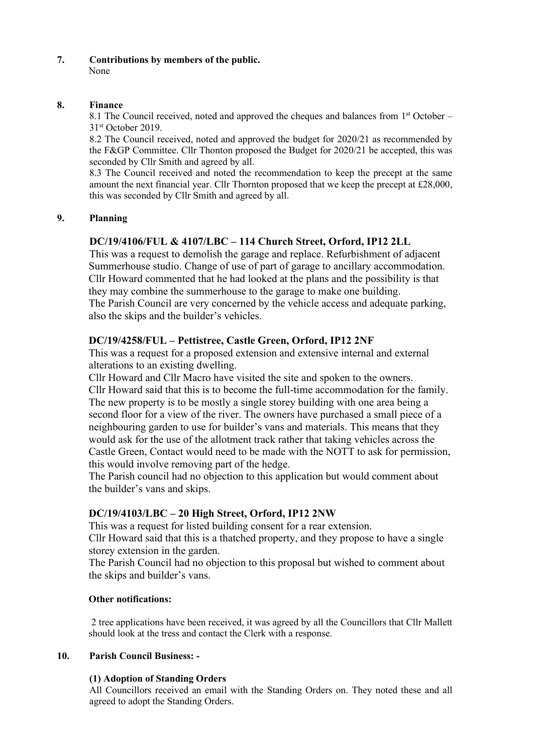**7. Contributions by members of the public.**

None

**8. Finance**

8.1 The Council received, noted and approved the cheques and balances from 1st October – 31st October 2019.

8.2 The Council received, noted and approved the budget for 2020/21 as recommended by the F&GP Committee. Cllr Thonton proposed the Budget for 2020/21 be accepted, this was seconded by Cllr Smith and agreed by all.

8.3 The Council received and noted the recommendation to keep the precept at the same amount the next financial year. Cllr Thornton proposed that we keep the precept at £28,000, this was seconded by Cllr Smith and agreed by all.

**9. Planning**

**DC/19/4106/FUL & 4107/LBC – 114 Church Street, Orford, IP12 2LL**

This was a request to demolish the garage and replace. Refurbishment of adjacent Summerhouse studio. Change of use of part of garage to ancillary accommodation. Cllr Howard commented that he had looked at the plans and the possibility is that they may combine the summerhouse to the garage to make one building.
The Parish Council are very concerned by the vehicle access and adequate parking, also the skips and the builder's vehicles.

**DC/19/4258/FUL – Pettistree, Castle Green, Orford, IP12 2NF**

This was a request for a proposed extension and extensive internal and external alterations to an existing dwelling.
Cllr Howard and Cllr Macro have visited the site and spoken to the owners.
Cllr Howard said that this is to become the full-time accommodation for the family. The new property is to be mostly a single storey building with one area being a second floor for a view of the river. The owners have purchased a small piece of a neighbouring garden to use for builder's vans and materials. This means that they would ask for the use of the allotment track rather that taking vehicles across the Castle Green, Contact would need to be made with the NOTT to ask for permission, this would involve removing part of the hedge.
The Parish council had no objection to this application but would comment about the builder's vans and skips.

**DC/19/4103/LBC – 20 High Street, Orford, IP12 2NW**

This was a request for listed building consent for a rear extension.
Cllr Howard said that this is a thatched property, and they propose to have a single storey extension in the garden.
The Parish Council had no objection to this proposal but wished to comment about the skips and builder's vans.

**Other notifications:**

2 tree applications have been received, it was agreed by all the Councillors that Cllr Mallett should look at the tress and contact the Clerk with a response.

**10. Parish Council Business: -**

**(1) Adoption of Standing Orders**

All Councillors received an email with the Standing Orders on. They noted these and all agreed to adopt the Standing Orders.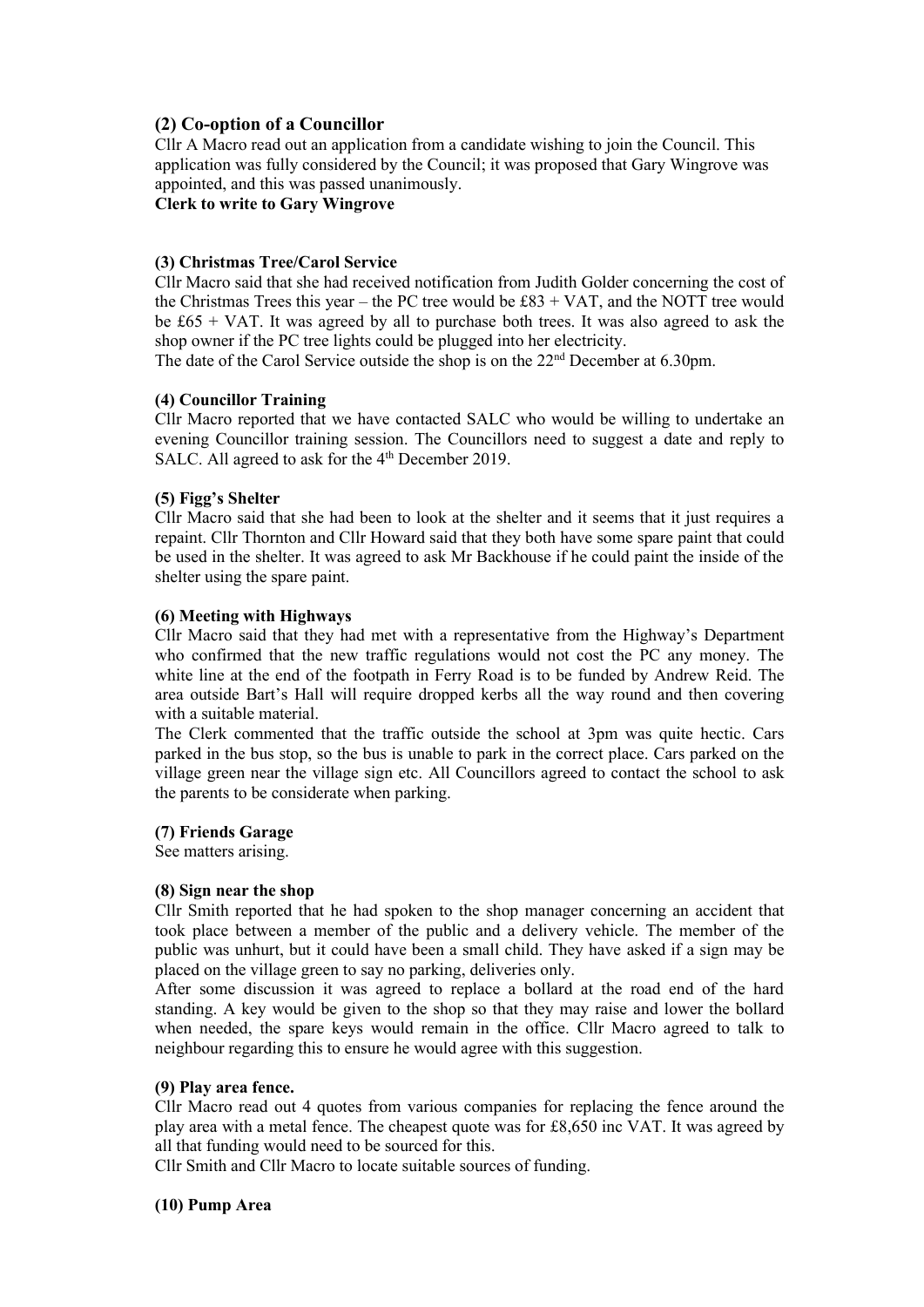### (2) Co-option of a Councillor

Cllr A Macro read out an application from a candidate wishing to join the Council. This application was fully considered by the Council; it was proposed that Gary Wingrove was appointed, and this was passed unanimously.

**Clerk to write to Gary Wingrove**

**(3) Christmas Tree/Carol Service**

Cllr Macro said that she had received notification from Judith Golder concerning the cost of the Christmas Trees this year – the PC tree would be £83 + VAT, and the NOTT tree would be £65 + VAT. It was agreed by all to purchase both trees. It was also agreed to ask the shop owner if the PC tree lights could be plugged into her electricity.

The date of the Carol Service outside the shop is on the 22nd December at 6.30pm.

**(4) Councillor Training**

Cllr Macro reported that we have contacted SALC who would be willing to undertake an evening Councillor training session. The Councillors need to suggest a date and reply to SALC. All agreed to ask for the 4th December 2019.

**(5) Figg's Shelter**

Cllr Macro said that she had been to look at the shelter and it seems that it just requires a repaint. Cllr Thornton and Cllr Howard said that they both have some spare paint that could be used in the shelter. It was agreed to ask Mr Backhouse if he could paint the inside of the shelter using the spare paint.

**(6) Meeting with Highways**

Cllr Macro said that they had met with a representative from the Highway's Department who confirmed that the new traffic regulations would not cost the PC any money. The white line at the end of the footpath in Ferry Road is to be funded by Andrew Reid. The area outside Bart's Hall will require dropped kerbs all the way round and then covering with a suitable material.

The Clerk commented that the traffic outside the school at 3pm was quite hectic. Cars parked in the bus stop, so the bus is unable to park in the correct place. Cars parked on the village green near the village sign etc. All Councillors agreed to contact the school to ask the parents to be considerate when parking.

**(7) Friends Garage**

See matters arising.

**(8) Sign near the shop**

Cllr Smith reported that he had spoken to the shop manager concerning an accident that took place between a member of the public and a delivery vehicle. The member of the public was unhurt, but it could have been a small child. They have asked if a sign may be placed on the village green to say no parking, deliveries only.

After some discussion it was agreed to replace a bollard at the road end of the hard standing. A key would be given to the shop so that they may raise and lower the bollard when needed, the spare keys would remain in the office. Cllr Macro agreed to talk to neighbour regarding this to ensure he would agree with this suggestion.

**(9) Play area fence.**

Cllr Macro read out 4 quotes from various companies for replacing the fence around the play area with a metal fence. The cheapest quote was for £8,650 inc VAT. It was agreed by all that funding would need to be sourced for this.

Cllr Smith and Cllr Macro to locate suitable sources of funding.

**(10) Pump Area**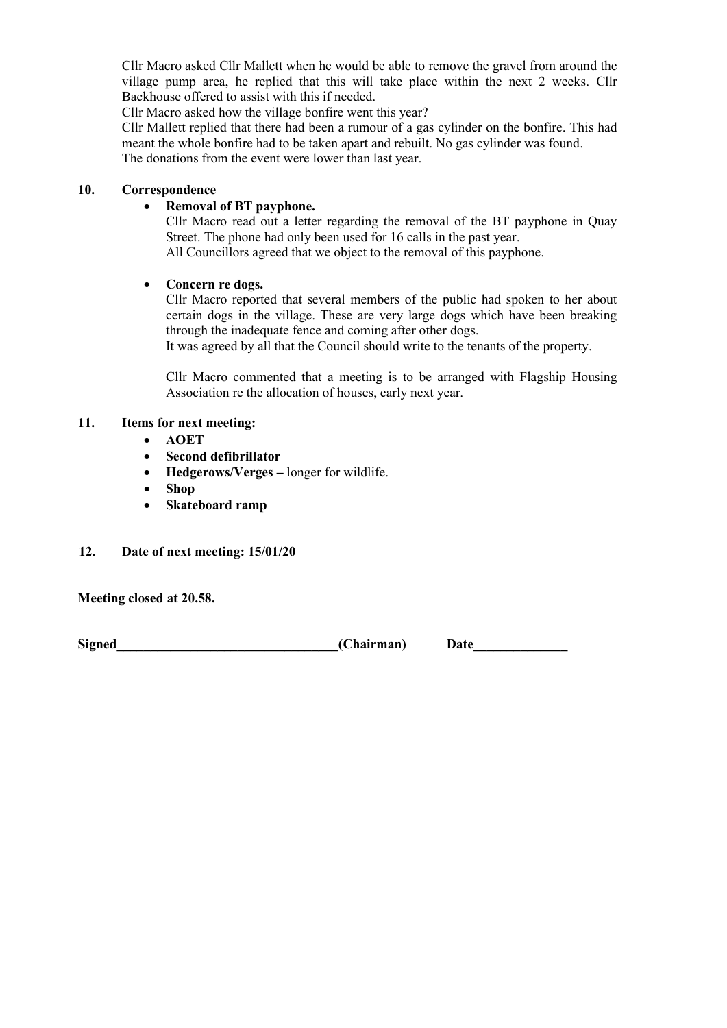Cllr Macro asked Cllr Mallett when he would be able to remove the gravel from around the village pump area, he replied that this will take place within the next 2 weeks. Cllr Backhouse offered to assist with this if needed.

Cllr Macro asked how the village bonfire went this year?

Cllr Mallett replied that there had been a rumour of a gas cylinder on the bonfire. This had meant the whole bonfire had to be taken apart and rebuilt. No gas cylinder was found.

The donations from the event were lower than last year.

**10. Correspondence**

- **Removal of BT payphone.**

  Cllr Macro read out a letter regarding the removal of the BT payphone in Quay Street. The phone had only been used for 16 calls in the past year.

  All Councillors agreed that we object to the removal of this payphone.

- **Concern re dogs.**

  Cllr Macro reported that several members of the public had spoken to her about certain dogs in the village. These are very large dogs which have been breaking through the inadequate fence and coming after other dogs.

  It was agreed by all that the Council should write to the tenants of the property.

  Cllr Macro commented that a meeting is to be arranged with Flagship Housing Association re the allocation of houses, early next year.

**11. Items for next meeting:**

- **AOET**
- **Second defibrillator**
- **Hedgerows/Verges –** longer for wildlife.
- **Shop**
- **Skateboard ramp**

**12. Date of next meeting: 15/01/20**

**Meeting closed at 20.58.**

**Signed\_\_\_\_\_\_\_\_\_\_\_\_\_\_\_\_\_\_\_\_\_\_\_\_\_\_\_\_\_\_\_\_\_(Chairman)  Date\_\_\_\_\_\_\_\_\_\_\_\_\_\_**